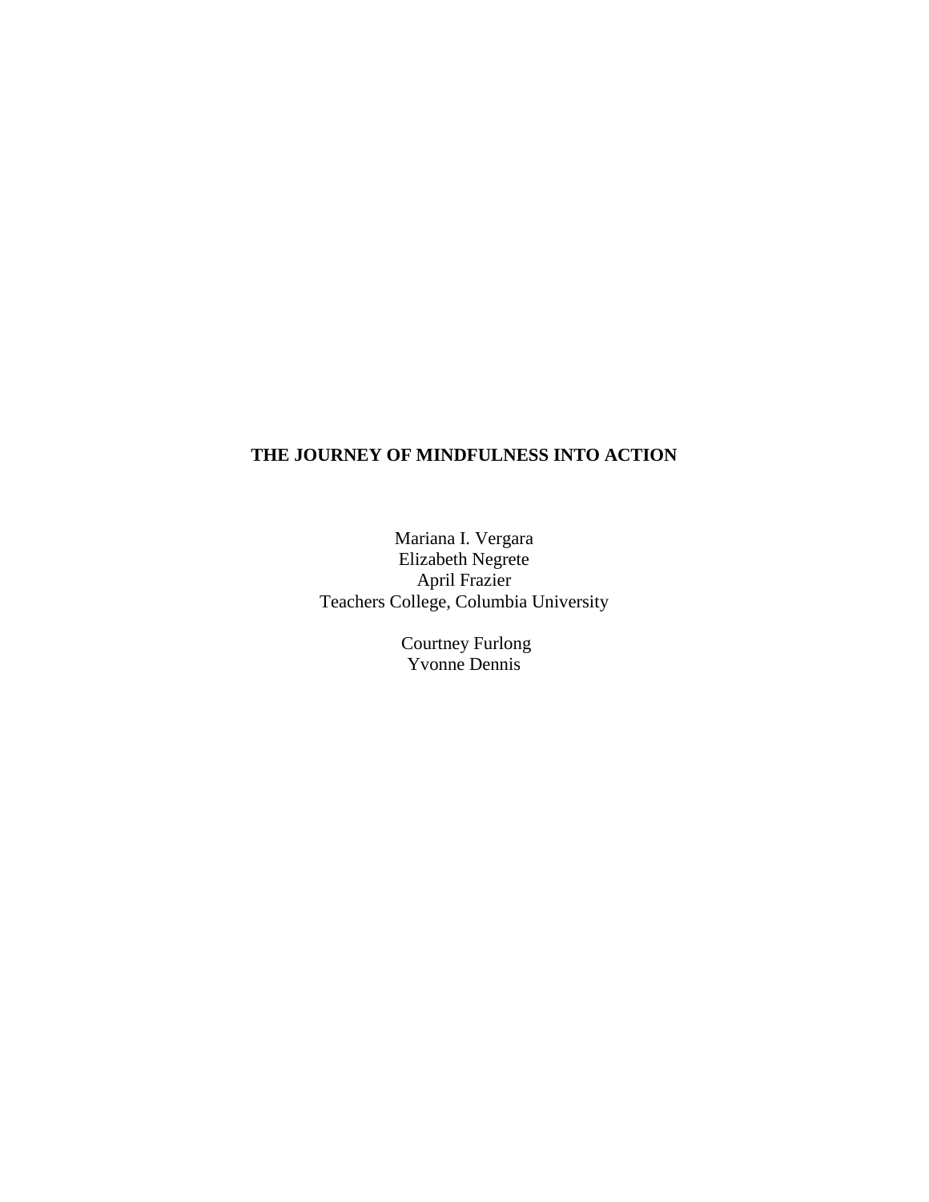# THE JOURNEY OF MINDFULNESS INTO ACTION

Mariana I. Vergara
Elizabeth Negrete
April Frazier
Teachers College, Columbia University

Courtney Furlong
Yvonne Dennis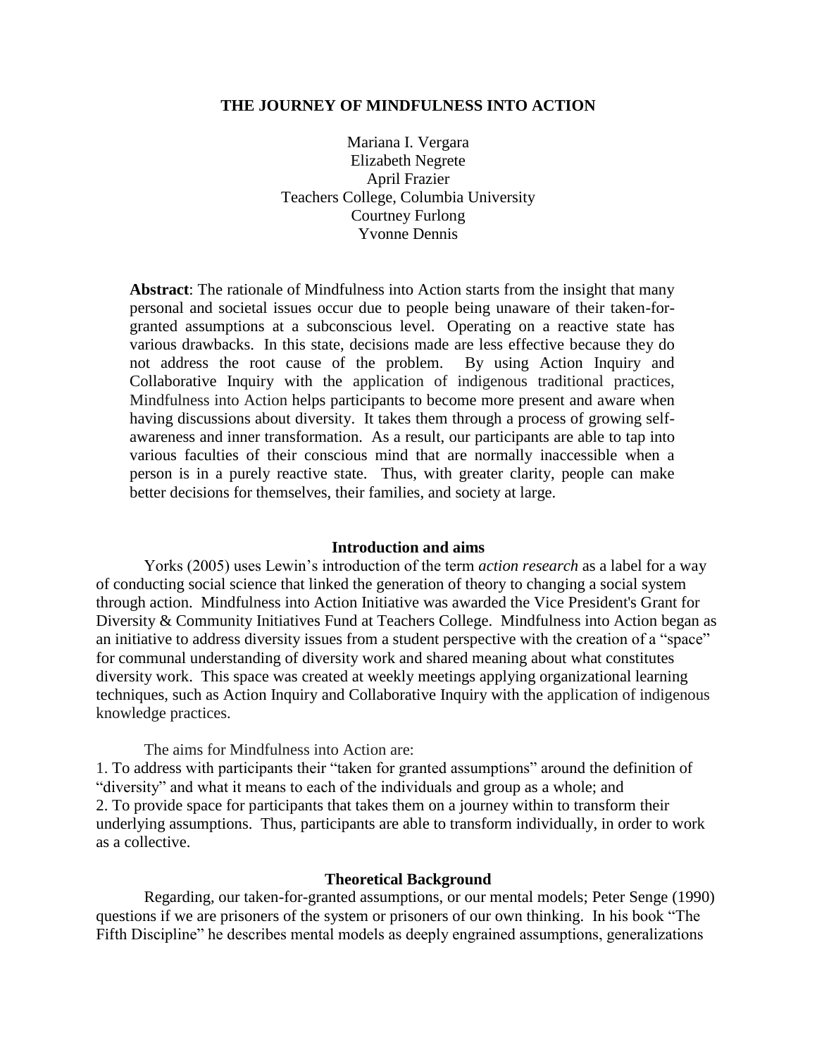# THE JOURNEY OF MINDFULNESS INTO ACTION

Mariana I. Vergara
Elizabeth Negrete
April Frazier
Teachers College, Columbia University
Courtney Furlong
Yvonne Dennis

**Abstract**: The rationale of Mindfulness into Action starts from the insight that many personal and societal issues occur due to people being unaware of their taken-for-granted assumptions at a subconscious level. Operating on a reactive state has various drawbacks. In this state, decisions made are less effective because they do not address the root cause of the problem. By using Action Inquiry and Collaborative Inquiry with the application of indigenous traditional practices, Mindfulness into Action helps participants to become more present and aware when having discussions about diversity. It takes them through a process of growing self-awareness and inner transformation. As a result, our participants are able to tap into various faculties of their conscious mind that are normally inaccessible when a person is in a purely reactive state. Thus, with greater clarity, people can make better decisions for themselves, their families, and society at large.

## Introduction and aims

Yorks (2005) uses Lewin's introduction of the term *action research* as a label for a way of conducting social science that linked the generation of theory to changing a social system through action. Mindfulness into Action Initiative was awarded the Vice President's Grant for Diversity & Community Initiatives Fund at Teachers College. Mindfulness into Action began as an initiative to address diversity issues from a student perspective with the creation of a "space" for communal understanding of diversity work and shared meaning about what constitutes diversity work. This space was created at weekly meetings applying organizational learning techniques, such as Action Inquiry and Collaborative Inquiry with the application of indigenous knowledge practices.

The aims for Mindfulness into Action are:

1. To address with participants their "taken for granted assumptions" around the definition of "diversity" and what it means to each of the individuals and group as a whole; and
2. To provide space for participants that takes them on a journey within to transform their underlying assumptions. Thus, participants are able to transform individually, in order to work as a collective.

## Theoretical Background

Regarding, our taken-for-granted assumptions, or our mental models; Peter Senge (1990) questions if we are prisoners of the system or prisoners of our own thinking. In his book "The Fifth Discipline" he describes mental models as deeply engrained assumptions, generalizations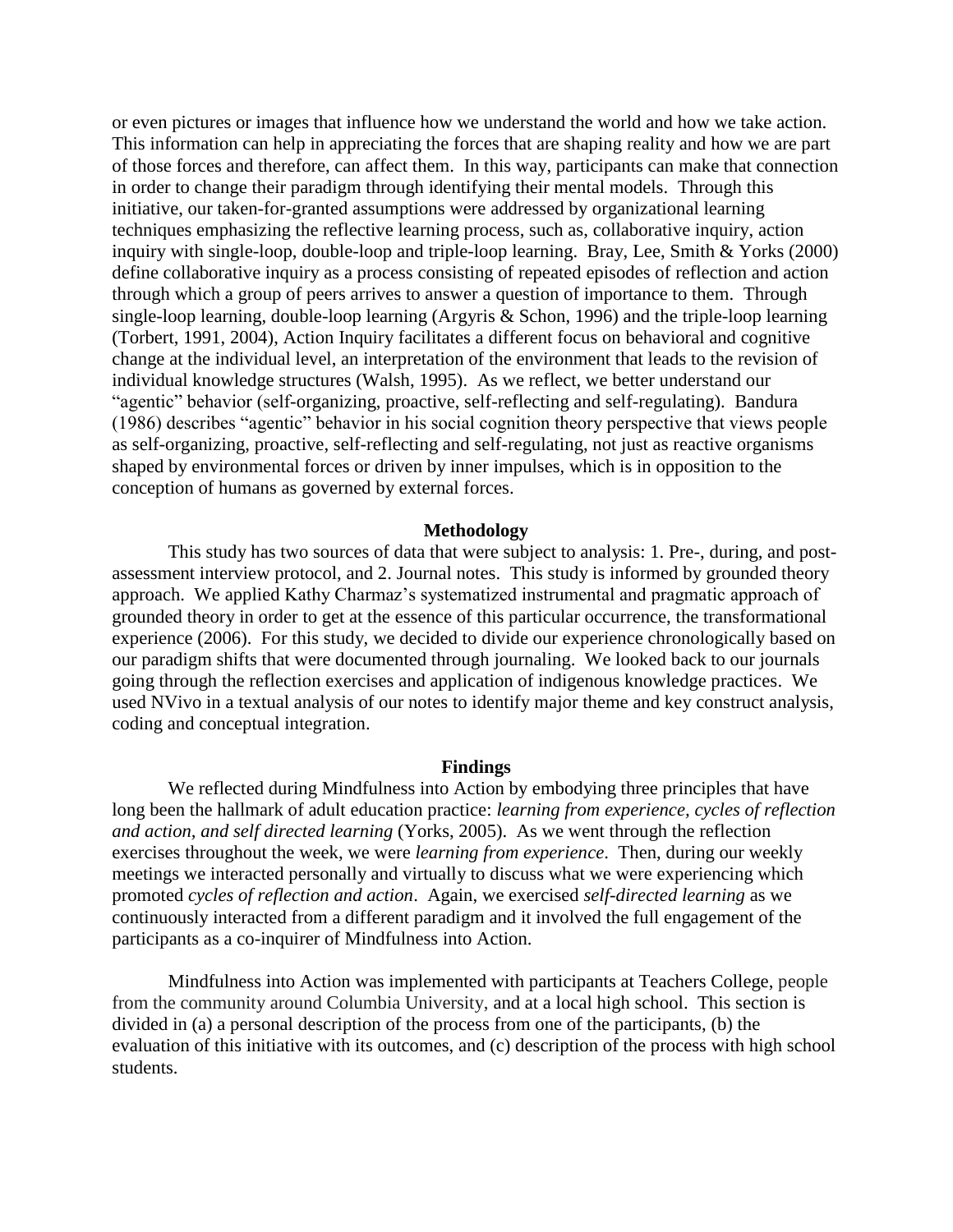or even pictures or images that influence how we understand the world and how we take action. This information can help in appreciating the forces that are shaping reality and how we are part of those forces and therefore, can affect them. In this way, participants can make that connection in order to change their paradigm through identifying their mental models. Through this initiative, our taken-for-granted assumptions were addressed by organizational learning techniques emphasizing the reflective learning process, such as, collaborative inquiry, action inquiry with single-loop, double-loop and triple-loop learning. Bray, Lee, Smith & Yorks (2000) define collaborative inquiry as a process consisting of repeated episodes of reflection and action through which a group of peers arrives to answer a question of importance to them. Through single-loop learning, double-loop learning (Argyris & Schon, 1996) and the triple-loop learning (Torbert, 1991, 2004), Action Inquiry facilitates a different focus on behavioral and cognitive change at the individual level, an interpretation of the environment that leads to the revision of individual knowledge structures (Walsh, 1995). As we reflect, we better understand our "agentic" behavior (self-organizing, proactive, self-reflecting and self-regulating). Bandura (1986) describes "agentic" behavior in his social cognition theory perspective that views people as self-organizing, proactive, self-reflecting and self-regulating, not just as reactive organisms shaped by environmental forces or driven by inner impulses, which is in opposition to the conception of humans as governed by external forces.

## Methodology

This study has two sources of data that were subject to analysis: 1. Pre-, during, and post-assessment interview protocol, and 2. Journal notes. This study is informed by grounded theory approach. We applied Kathy Charmaz's systematized instrumental and pragmatic approach of grounded theory in order to get at the essence of this particular occurrence, the transformational experience (2006). For this study, we decided to divide our experience chronologically based on our paradigm shifts that were documented through journaling. We looked back to our journals going through the reflection exercises and application of indigenous knowledge practices. We used NVivo in a textual analysis of our notes to identify major theme and key construct analysis, coding and conceptual integration.

## Findings

We reflected during Mindfulness into Action by embodying three principles that have long been the hallmark of adult education practice: *learning from experience, cycles of reflection and action, and self directed learning* (Yorks, 2005). As we went through the reflection exercises throughout the week, we were *learning from experience*. Then, during our weekly meetings we interacted personally and virtually to discuss what we were experiencing which promoted *cycles of reflection and action*. Again, we exercised *self-directed learning* as we continuously interacted from a different paradigm and it involved the full engagement of the participants as a co-inquirer of Mindfulness into Action.

Mindfulness into Action was implemented with participants at Teachers College, people from the community around Columbia University, and at a local high school. This section is divided in (a) a personal description of the process from one of the participants, (b) the evaluation of this initiative with its outcomes, and (c) description of the process with high school students.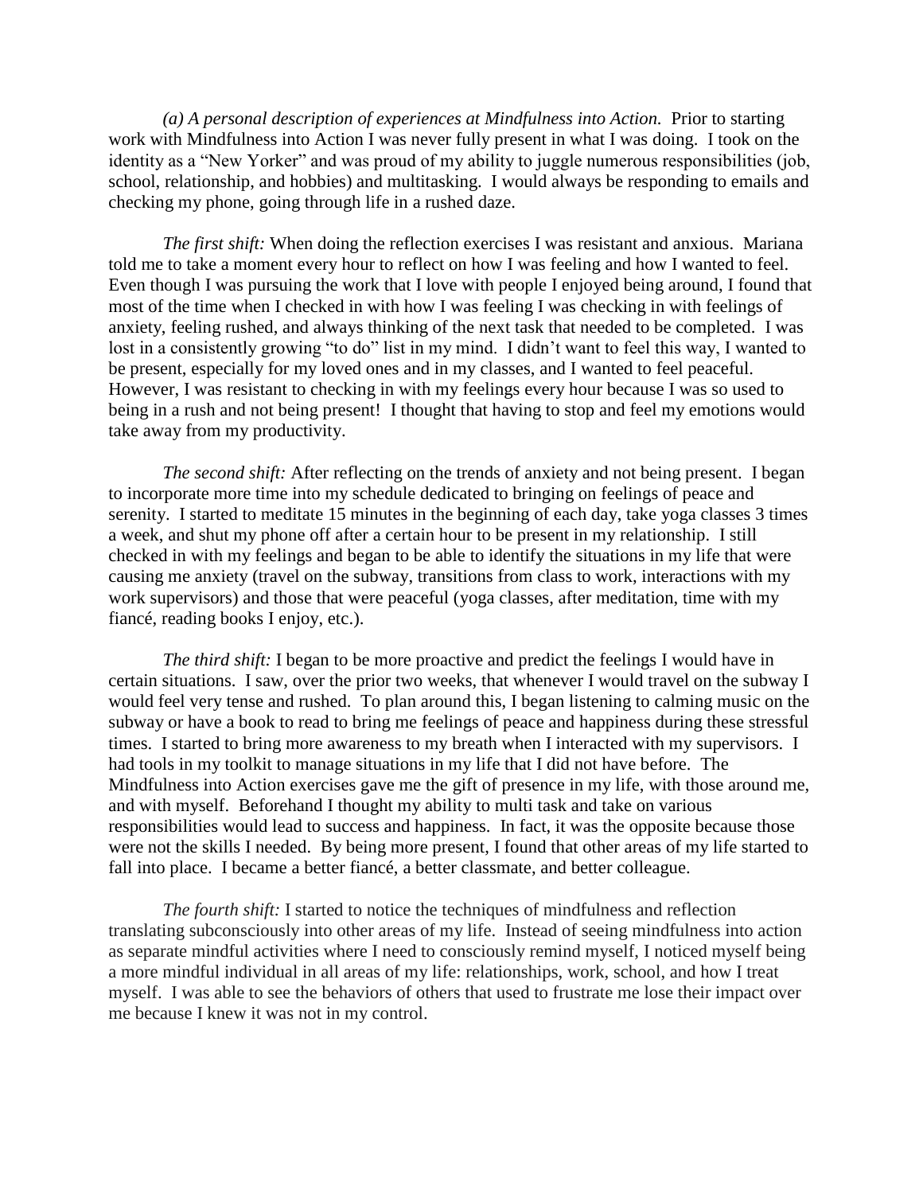*(a) A personal description of experiences at Mindfulness into Action.* Prior to starting work with Mindfulness into Action I was never fully present in what I was doing. I took on the identity as a "New Yorker" and was proud of my ability to juggle numerous responsibilities (job, school, relationship, and hobbies) and multitasking. I would always be responding to emails and checking my phone, going through life in a rushed daze.

*The first shift:* When doing the reflection exercises I was resistant and anxious. Mariana told me to take a moment every hour to reflect on how I was feeling and how I wanted to feel. Even though I was pursuing the work that I love with people I enjoyed being around, I found that most of the time when I checked in with how I was feeling I was checking in with feelings of anxiety, feeling rushed, and always thinking of the next task that needed to be completed. I was lost in a consistently growing "to do" list in my mind. I didn't want to feel this way, I wanted to be present, especially for my loved ones and in my classes, and I wanted to feel peaceful. However, I was resistant to checking in with my feelings every hour because I was so used to being in a rush and not being present! I thought that having to stop and feel my emotions would take away from my productivity.

*The second shift:* After reflecting on the trends of anxiety and not being present. I began to incorporate more time into my schedule dedicated to bringing on feelings of peace and serenity. I started to meditate 15 minutes in the beginning of each day, take yoga classes 3 times a week, and shut my phone off after a certain hour to be present in my relationship. I still checked in with my feelings and began to be able to identify the situations in my life that were causing me anxiety (travel on the subway, transitions from class to work, interactions with my work supervisors) and those that were peaceful (yoga classes, after meditation, time with my fiancé, reading books I enjoy, etc.).

*The third shift:* I began to be more proactive and predict the feelings I would have in certain situations. I saw, over the prior two weeks, that whenever I would travel on the subway I would feel very tense and rushed. To plan around this, I began listening to calming music on the subway or have a book to read to bring me feelings of peace and happiness during these stressful times. I started to bring more awareness to my breath when I interacted with my supervisors. I had tools in my toolkit to manage situations in my life that I did not have before. The Mindfulness into Action exercises gave me the gift of presence in my life, with those around me, and with myself. Beforehand I thought my ability to multi task and take on various responsibilities would lead to success and happiness. In fact, it was the opposite because those were not the skills I needed. By being more present, I found that other areas of my life started to fall into place. I became a better fiancé, a better classmate, and better colleague.

*The fourth shift:* I started to notice the techniques of mindfulness and reflection translating subconsciously into other areas of my life. Instead of seeing mindfulness into action as separate mindful activities where I need to consciously remind myself, I noticed myself being a more mindful individual in all areas of my life: relationships, work, school, and how I treat myself. I was able to see the behaviors of others that used to frustrate me lose their impact over me because I knew it was not in my control.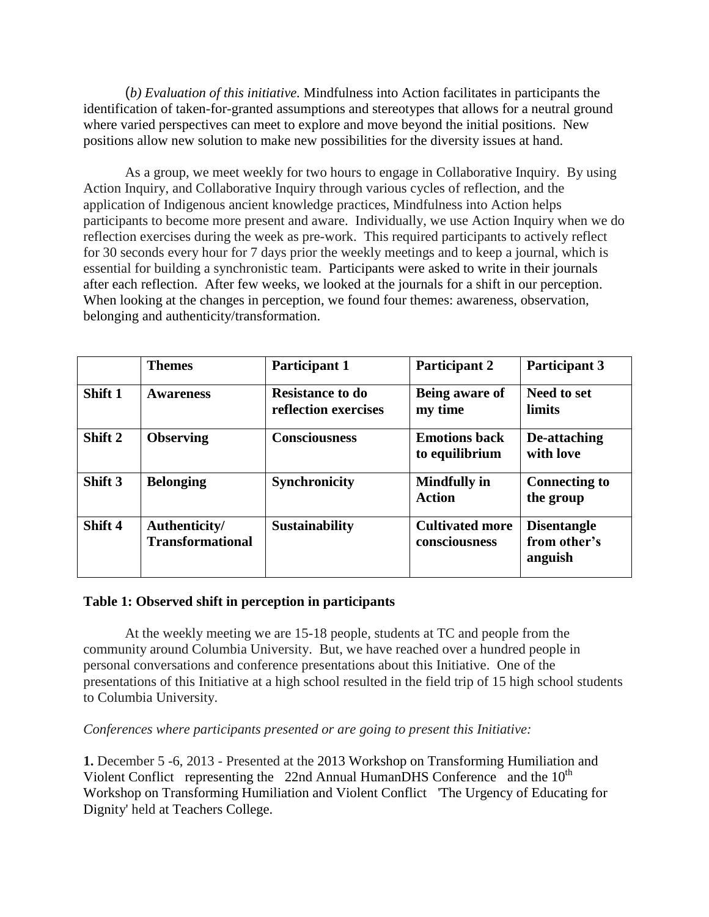(*b) Evaluation of this initiative.* Mindfulness into Action facilitates in participants the identification of taken-for-granted assumptions and stereotypes that allows for a neutral ground where varied perspectives can meet to explore and move beyond the initial positions. New positions allow new solution to make new possibilities for the diversity issues at hand.

As a group, we meet weekly for two hours to engage in Collaborative Inquiry. By using Action Inquiry, and Collaborative Inquiry through various cycles of reflection, and the application of Indigenous ancient knowledge practices, Mindfulness into Action helps participants to become more present and aware. Individually, we use Action Inquiry when we do reflection exercises during the week as pre-work. This required participants to actively reflect for 30 seconds every hour for 7 days prior the weekly meetings and to keep a journal, which is essential for building a synchronistic team. Participants were asked to write in their journals after each reflection. After few weeks, we looked at the journals for a shift in our perception. When looking at the changes in perception, we found four themes: awareness, observation, belonging and authenticity/transformation.

| | **Themes** | **Participant 1** | **Participant 2** | **Participant 3** |
|---|---|---|---|---|
| **Shift 1** | **Awareness** | **Resistance to do reflection exercises** | **Being aware of my time** | **Need to set limits** |
| **Shift 2** | **Observing** | **Consciousness** | **Emotions back to equilibrium** | **De-attaching with love** |
| **Shift 3** | **Belonging** | **Synchronicity** | **Mindfully in Action** | **Connecting to the group** |
| **Shift 4** | **Authenticity/ Transformational** | **Sustainability** | **Cultivated more consciousness** | **Disentangle from other's anguish** |

**Table 1: Observed shift in perception in participants**

At the weekly meeting we are 15-18 people, students at TC and people from the community around Columbia University. But, we have reached over a hundred people in personal conversations and conference presentations about this Initiative. One of the presentations of this Initiative at a high school resulted in the field trip of 15 high school students to Columbia University.

*Conferences where participants presented or are going to present this Initiative:*

**1.** December 5 -6, 2013 - Presented at the 2013 Workshop on Transforming Humiliation and Violent Conflict representing the 22nd Annual HumanDHS Conference and the 10th Workshop on Transforming Humiliation and Violent Conflict 'The Urgency of Educating for Dignity' held at Teachers College.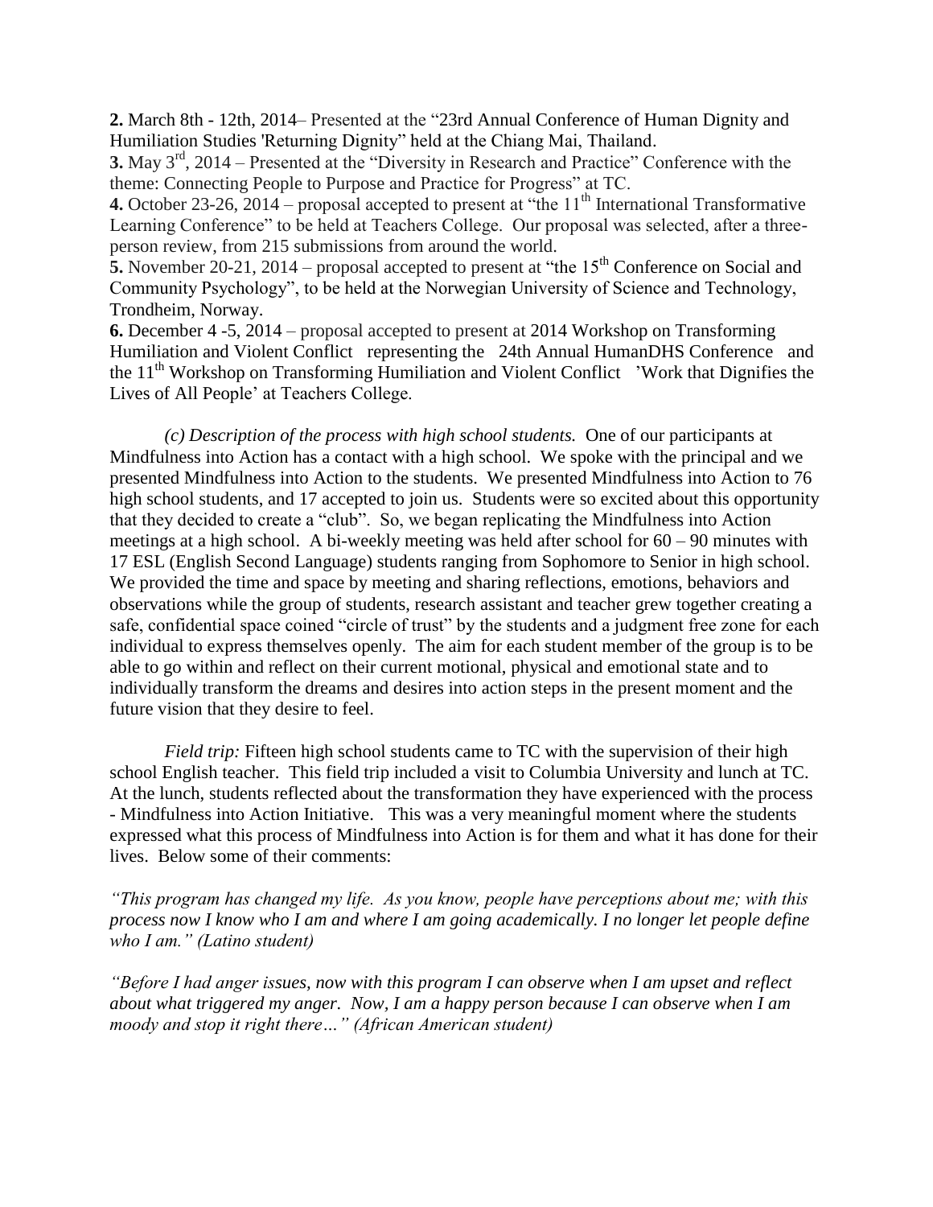**2.** March 8th - 12th, 2014– Presented at the "23rd Annual Conference of Human Dignity and Humiliation Studies 'Returning Dignity" held at the Chiang Mai, Thailand.

**3.** May 3rd, 2014 – Presented at the "Diversity in Research and Practice" Conference with the theme: Connecting People to Purpose and Practice for Progress" at TC.

**4.** October 23-26, 2014 – proposal accepted to present at "the 11th International Transformative Learning Conference" to be held at Teachers College. Our proposal was selected, after a three-person review, from 215 submissions from around the world.

**5.** November 20-21, 2014 – proposal accepted to present at "the 15th Conference on Social and Community Psychology", to be held at the Norwegian University of Science and Technology, Trondheim, Norway.

**6.** December 4 -5, 2014 – proposal accepted to present at 2014 Workshop on Transforming Humiliation and Violent Conflict representing the 24th Annual HumanDHS Conference and the 11th Workshop on Transforming Humiliation and Violent Conflict 'Work that Dignifies the Lives of All People' at Teachers College.

*(c) Description of the process with high school students.* One of our participants at Mindfulness into Action has a contact with a high school. We spoke with the principal and we presented Mindfulness into Action to the students. We presented Mindfulness into Action to 76 high school students, and 17 accepted to join us. Students were so excited about this opportunity that they decided to create a "club". So, we began replicating the Mindfulness into Action meetings at a high school. A bi-weekly meeting was held after school for 60 – 90 minutes with 17 ESL (English Second Language) students ranging from Sophomore to Senior in high school. We provided the time and space by meeting and sharing reflections, emotions, behaviors and observations while the group of students, research assistant and teacher grew together creating a safe, confidential space coined "circle of trust" by the students and a judgment free zone for each individual to express themselves openly. The aim for each student member of the group is to be able to go within and reflect on their current motional, physical and emotional state and to individually transform the dreams and desires into action steps in the present moment and the future vision that they desire to feel.

*Field trip:* Fifteen high school students came to TC with the supervision of their high school English teacher. This field trip included a visit to Columbia University and lunch at TC. At the lunch, students reflected about the transformation they have experienced with the process - Mindfulness into Action Initiative. This was a very meaningful moment where the students expressed what this process of Mindfulness into Action is for them and what it has done for their lives. Below some of their comments:

*"This program has changed my life. As you know, people have perceptions about me; with this process now I know who I am and where I am going academically. I no longer let people define who I am." (Latino student)*

*"Before I had anger issues, now with this program I can observe when I am upset and reflect about what triggered my anger. Now, I am a happy person because I can observe when I am moody and stop it right there…" (African American student)*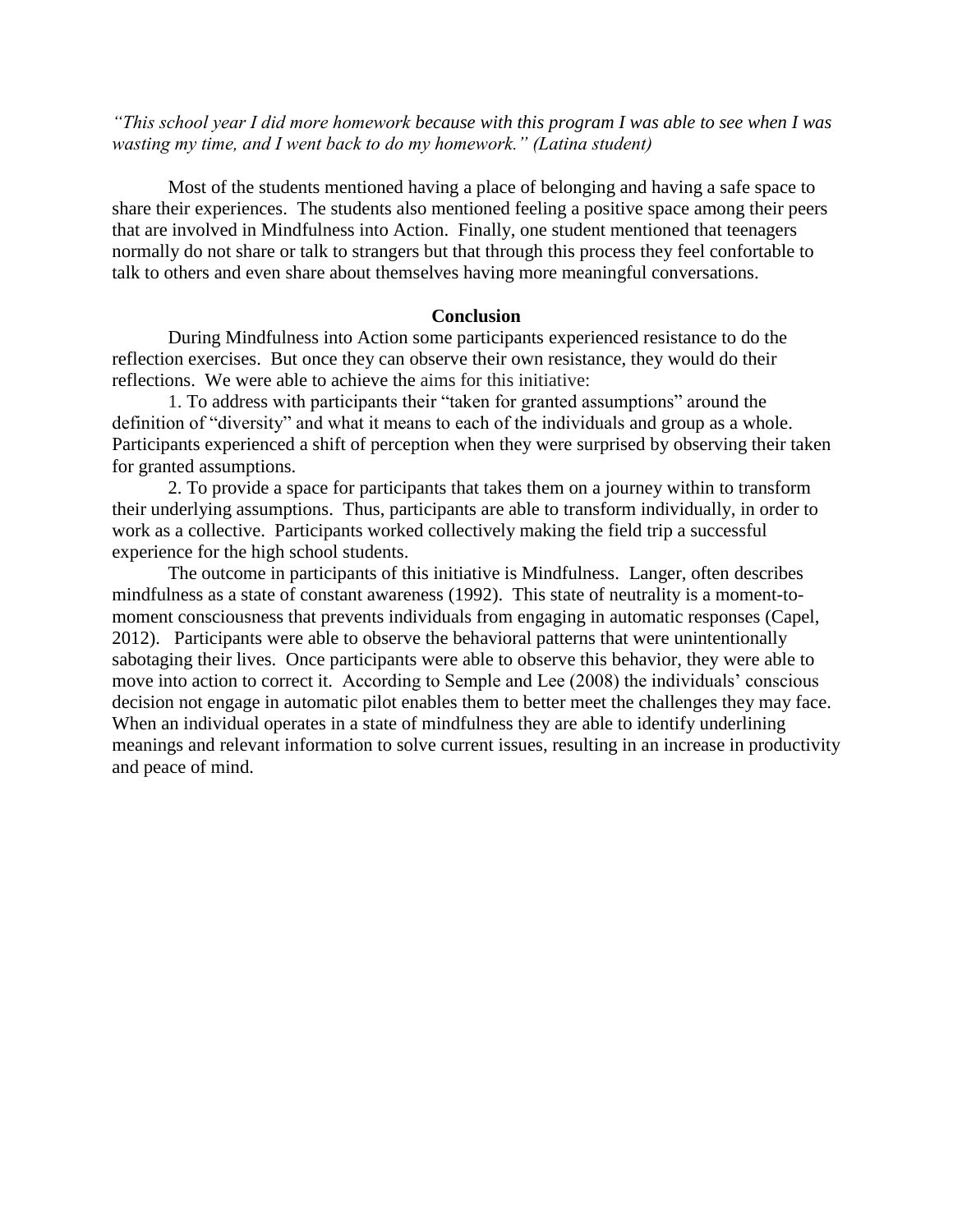*"This school year I did more homework because with this program I was able to see when I was wasting my time, and I went back to do my homework." (Latina student)*

Most of the students mentioned having a place of belonging and having a safe space to share their experiences. The students also mentioned feeling a positive space among their peers that are involved in Mindfulness into Action. Finally, one student mentioned that teenagers normally do not share or talk to strangers but that through this process they feel confortable to talk to others and even share about themselves having more meaningful conversations.

## Conclusion

During Mindfulness into Action some participants experienced resistance to do the reflection exercises. But once they can observe their own resistance, they would do their reflections. We were able to achieve the aims for this initiative:

1. To address with participants their "taken for granted assumptions" around the definition of "diversity" and what it means to each of the individuals and group as a whole. Participants experienced a shift of perception when they were surprised by observing their taken for granted assumptions.

2. To provide a space for participants that takes them on a journey within to transform their underlying assumptions. Thus, participants are able to transform individually, in order to work as a collective. Participants worked collectively making the field trip a successful experience for the high school students.

The outcome in participants of this initiative is Mindfulness. Langer, often describes mindfulness as a state of constant awareness (1992). This state of neutrality is a moment-to-moment consciousness that prevents individuals from engaging in automatic responses (Capel, 2012). Participants were able to observe the behavioral patterns that were unintentionally sabotaging their lives. Once participants were able to observe this behavior, they were able to move into action to correct it. According to Semple and Lee (2008) the individuals' conscious decision not engage in automatic pilot enables them to better meet the challenges they may face. When an individual operates in a state of mindfulness they are able to identify underlining meanings and relevant information to solve current issues, resulting in an increase in productivity and peace of mind.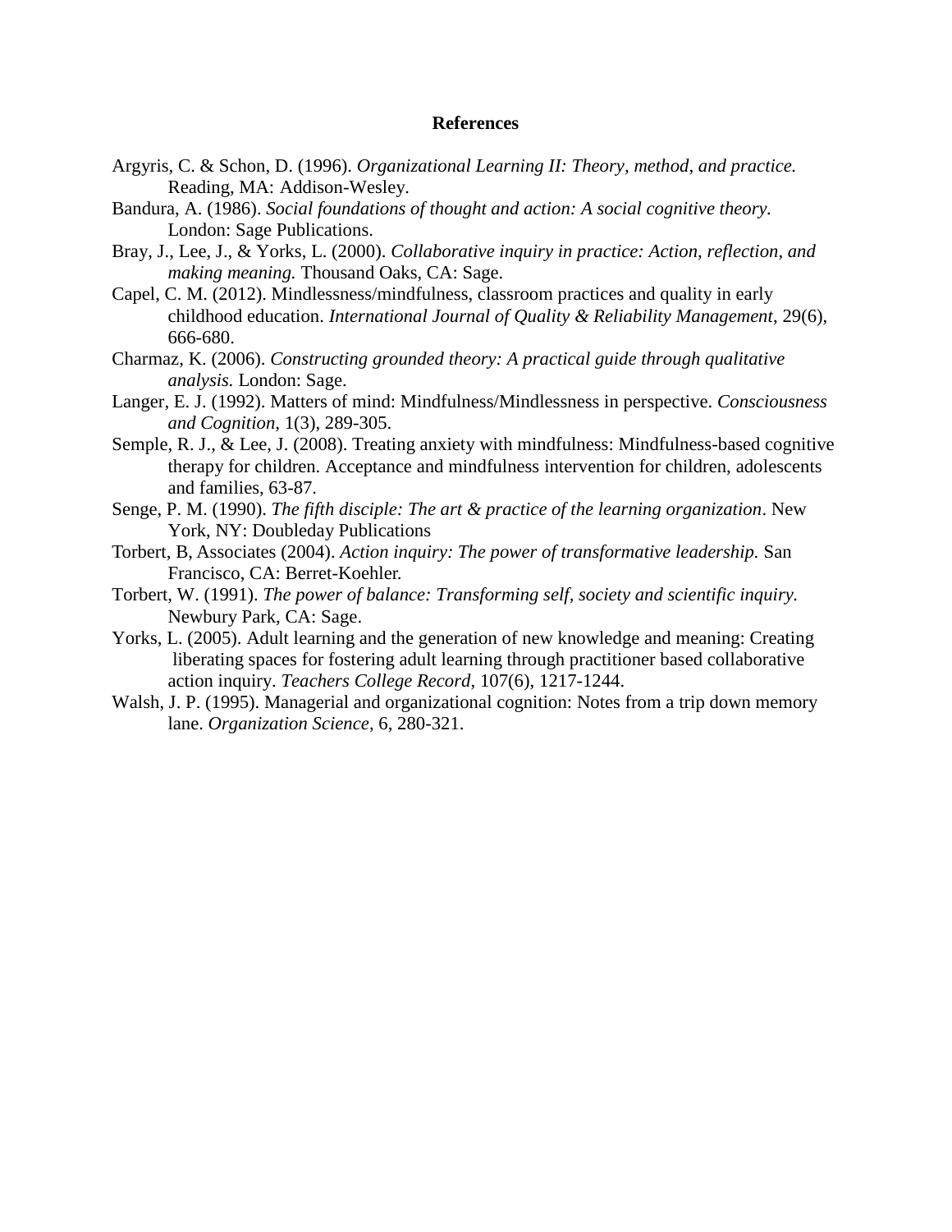**References**

Argyris, C. & Schon, D. (1996). *Organizational Learning II: Theory, method, and practice.* Reading, MA: Addison-Wesley.

Bandura, A. (1986). *Social foundations of thought and action: A social cognitive theory.* London: Sage Publications.

Bray, J., Lee, J., & Yorks, L. (2000). *Collaborative inquiry in practice: Action, reflection, and making meaning.* Thousand Oaks, CA: Sage.

Capel, C. M. (2012). Mindlessness/mindfulness, classroom practices and quality in early childhood education. *International Journal of Quality & Reliability Management*, 29(6), 666-680.

Charmaz, K. (2006). *Constructing grounded theory: A practical guide through qualitative analysis.* London: Sage.

Langer, E. J. (1992). Matters of mind: Mindfulness/Mindlessness in perspective. *Consciousness and Cognition,* 1(3), 289-305.

Semple, R. J., & Lee, J. (2008). Treating anxiety with mindfulness: Mindfulness-based cognitive therapy for children. Acceptance and mindfulness intervention for children, adolescents and families, 63-87.

Senge, P. M. (1990). *The fifth disciple: The art & practice of the learning organization*. New York, NY: Doubleday Publications

Torbert, B, Associates (2004). *Action inquiry: The power of transformative leadership.* San Francisco, CA: Berret-Koehler.

Torbert, W. (1991). *The power of balance: Transforming self, society and scientific inquiry.* Newbury Park, CA: Sage.

Yorks, L. (2005). Adult learning and the generation of new knowledge and meaning: Creating liberating spaces for fostering adult learning through practitioner based collaborative action inquiry. *Teachers College Record*, 107(6), 1217-1244.

Walsh, J. P. (1995). Managerial and organizational cognition: Notes from a trip down memory lane. *Organization Science*, 6, 280-321.